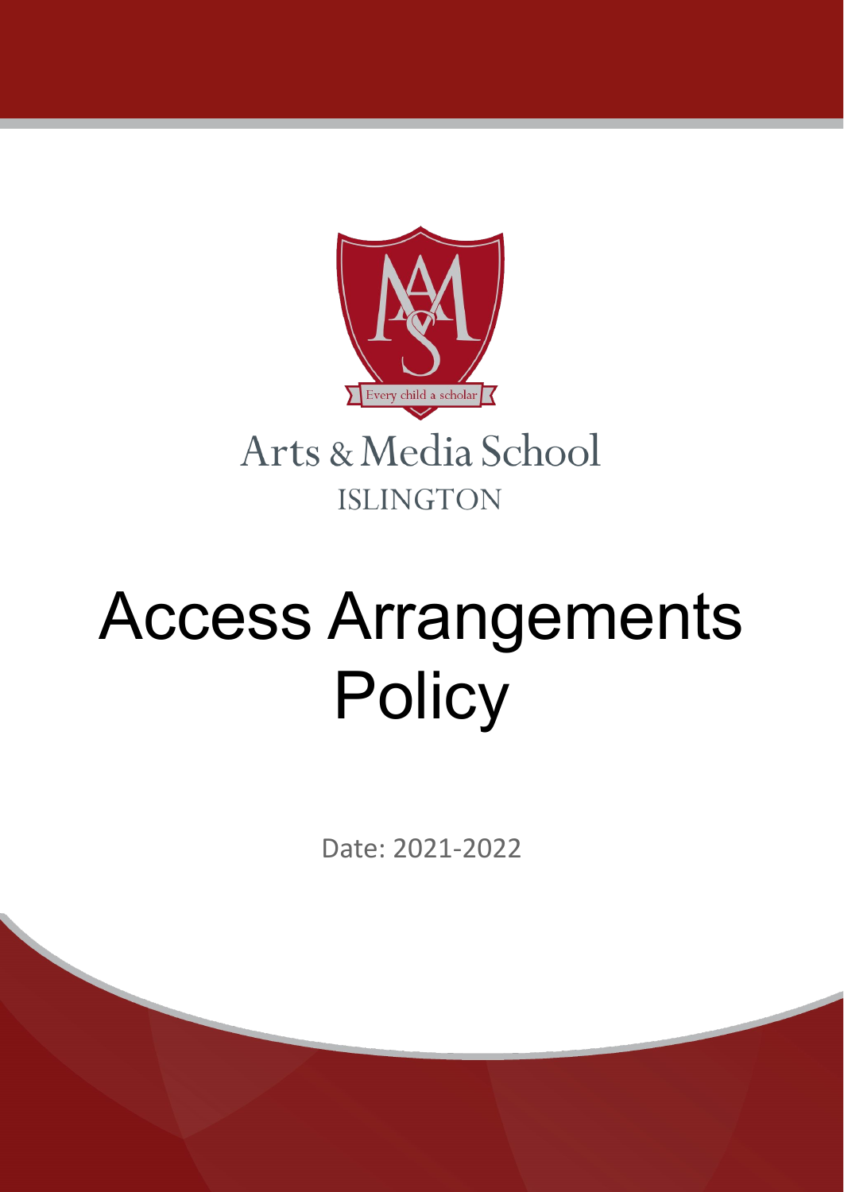Every child a scholar

Arts & Media School

ISLINGTON

# Access Arrangements Policy

Date: 2021-2022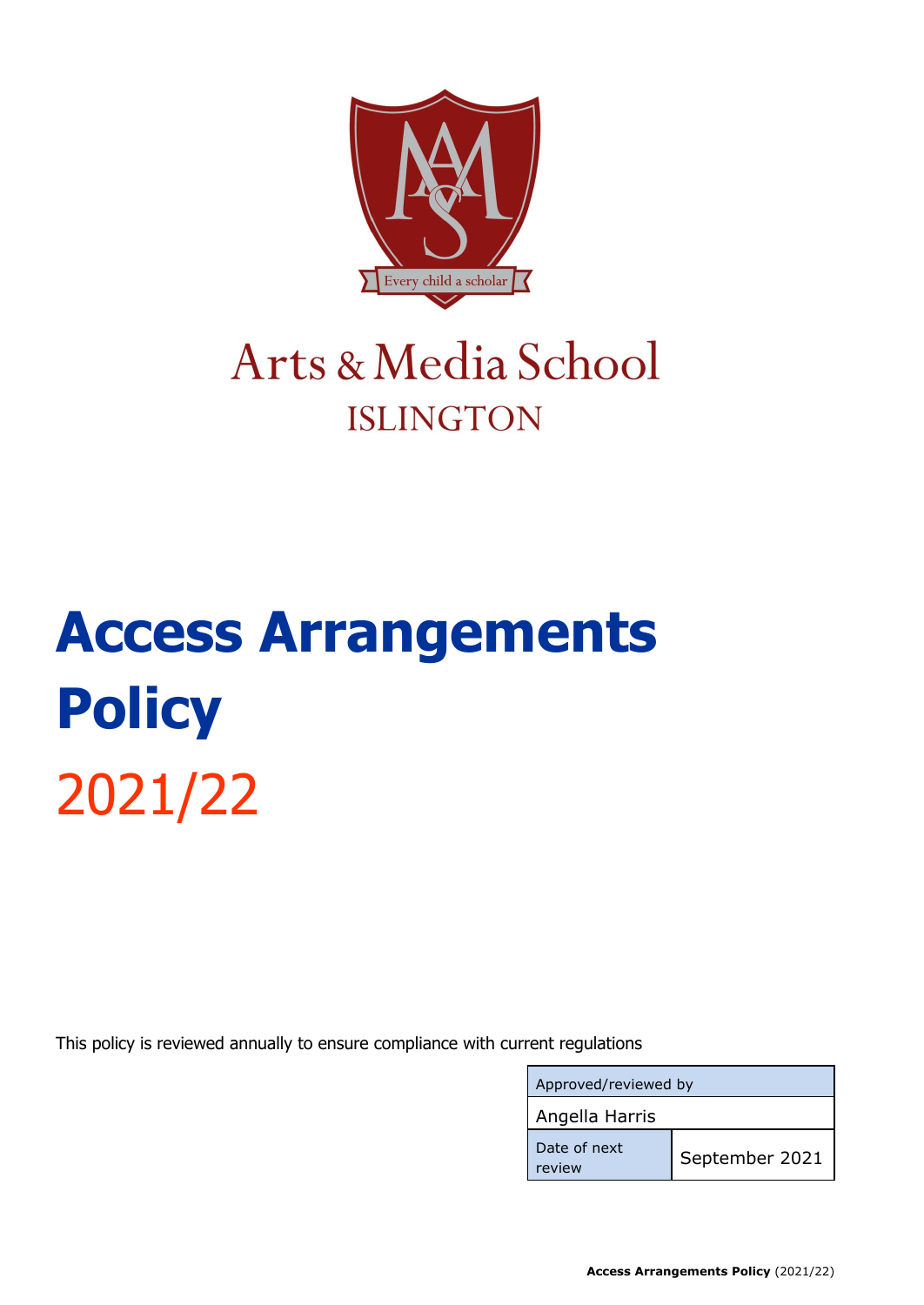Arts & Media School

ISLINGTON

# Access Arrangements Policy

2021/22

This policy is reviewed annually to ensure compliance with current regulations

| Approved/reviewed by | |
|---|---|
| Angella Harris | |
| Date of next review | September 2021 |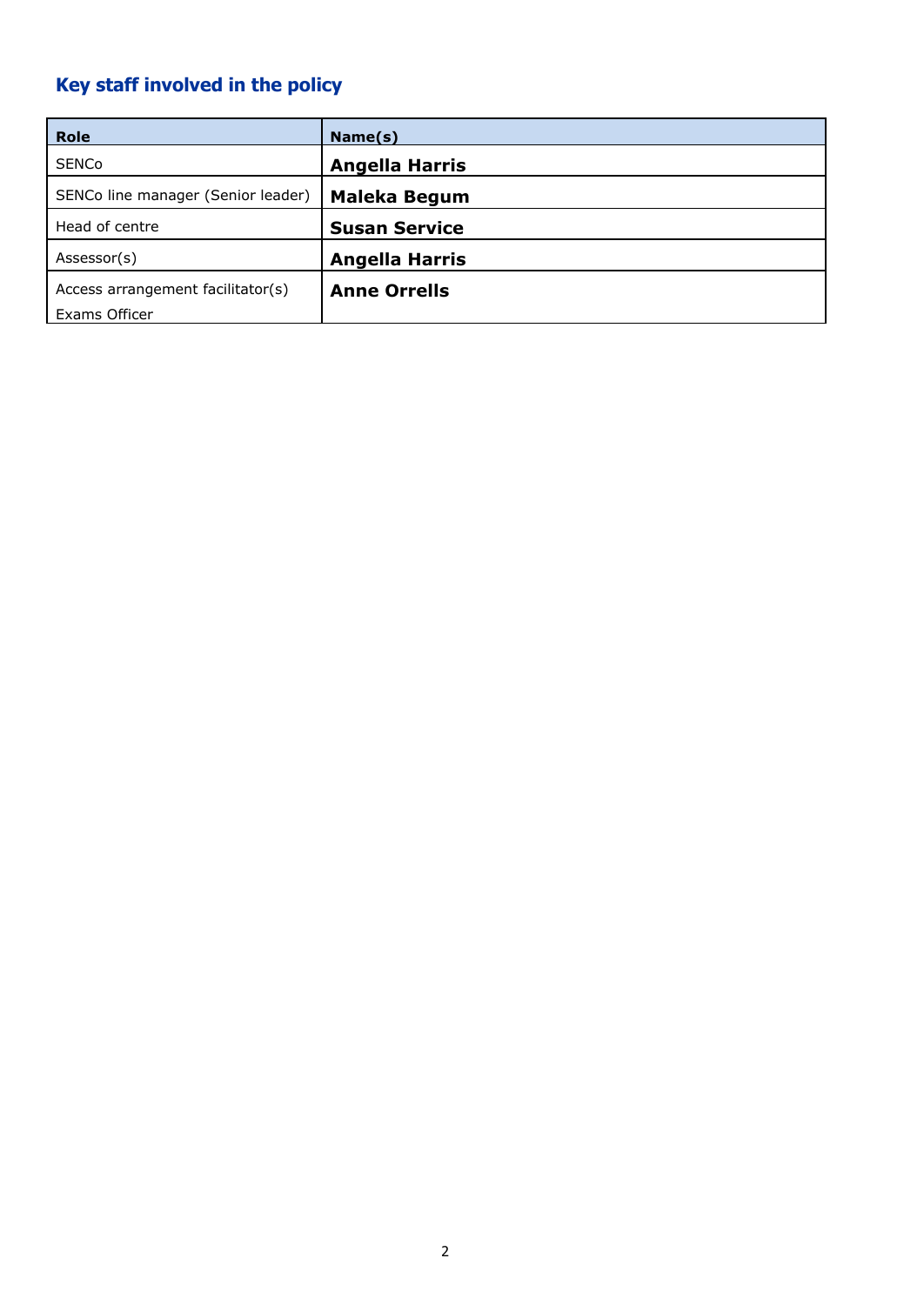## Key staff involved in the policy

| Role | Name(s) |
|---|---|
| SENCo | **Angella Harris** |
| SENCo line manager (Senior leader) | **Maleka Begum** |
| Head of centre | **Susan Service** |
| Assessor(s) | **Angella Harris** |
| Access arrangement facilitator(s) Exams Officer | **Anne Orrells** |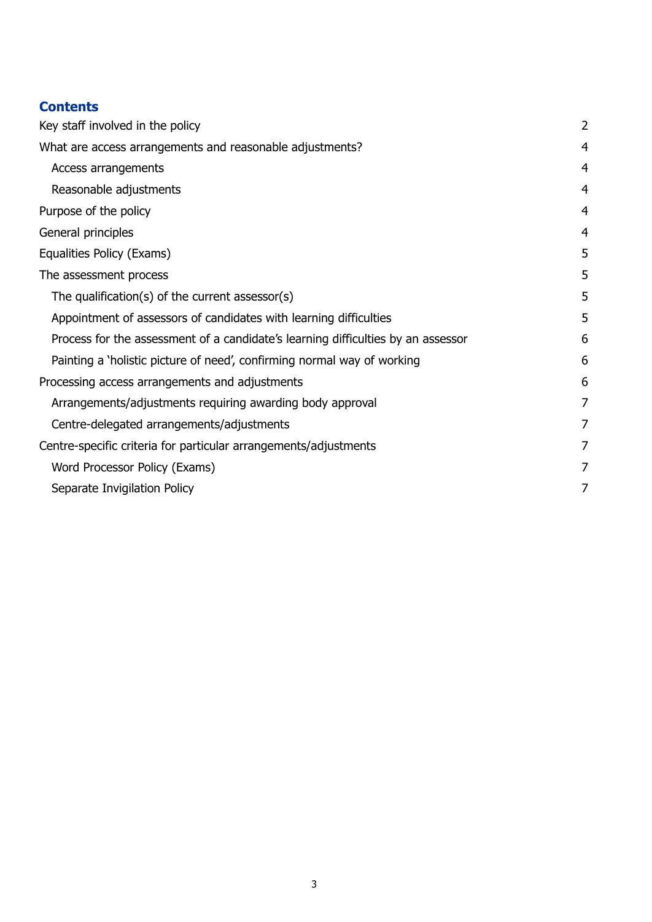## Contents

| | |
|---|---|
| Key staff involved in the policy | 2 |
| What are access arrangements and reasonable adjustments? | 4 |
| Access arrangements | 4 |
| Reasonable adjustments | 4 |
| Purpose of the policy | 4 |
| General principles | 4 |
| Equalities Policy (Exams) | 5 |
| The assessment process | 5 |
| The qualification(s) of the current assessor(s) | 5 |
| Appointment of assessors of candidates with learning difficulties | 5 |
| Process for the assessment of a candidate's learning difficulties by an assessor | 6 |
| Painting a 'holistic picture of need', confirming normal way of working | 6 |
| Processing access arrangements and adjustments | 6 |
| Arrangements/adjustments requiring awarding body approval | 7 |
| Centre-delegated arrangements/adjustments | 7 |
| Centre-specific criteria for particular arrangements/adjustments | 7 |
| Word Processor Policy (Exams) | 7 |
| Separate Invigilation Policy | 7 |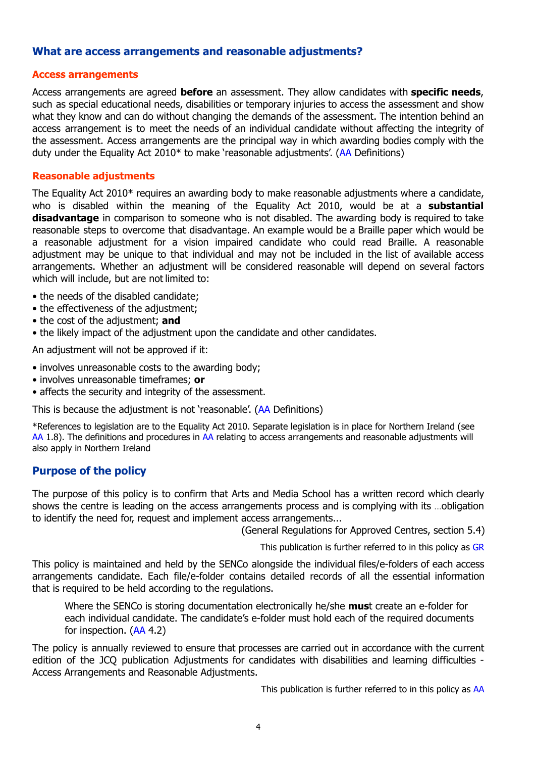## What are access arrangements and reasonable adjustments?

### Access arrangements

Access arrangements are agreed **before** an assessment. They allow candidates with **specific needs**, such as special educational needs, disabilities or temporary injuries to access the assessment and show what they know and can do without changing the demands of the assessment. The intention behind an access arrangement is to meet the needs of an individual candidate without affecting the integrity of the assessment. Access arrangements are the principal way in which awarding bodies comply with the duty under the Equality Act 2010* to make 'reasonable adjustments'. (AA Definitions)

### Reasonable adjustments

The Equality Act 2010* requires an awarding body to make reasonable adjustments where a candidate, who is disabled within the meaning of the Equality Act 2010, would be at a **substantial disadvantage** in comparison to someone who is not disabled. The awarding body is required to take reasonable steps to overcome that disadvantage. An example would be a Braille paper which would be a reasonable adjustment for a vision impaired candidate who could read Braille. A reasonable adjustment may be unique to that individual and may not be included in the list of available access arrangements. Whether an adjustment will be considered reasonable will depend on several factors which will include, but are not limited to:

- the needs of the disabled candidate;
- the effectiveness of the adjustment;
- the cost of the adjustment; **and**
- the likely impact of the adjustment upon the candidate and other candidates.

An adjustment will not be approved if it:

- involves unreasonable costs to the awarding body;
- involves unreasonable timeframes; **or**
- affects the security and integrity of the assessment.

This is because the adjustment is not 'reasonable'. (AA Definitions)

*References to legislation are to the Equality Act 2010. Separate legislation is in place for Northern Ireland (see AA 1.8). The definitions and procedures in AA relating to access arrangements and reasonable adjustments will also apply in Northern Ireland

## Purpose of the policy

The purpose of this policy is to confirm that Arts and Media School has a written record which clearly shows the centre is leading on the access arrangements process and is complying with its ...obligation to identify the need for, request and implement access arrangements...

(General Regulations for Approved Centres, section 5.4)

This publication is further referred to in this policy as GR

This policy is maintained and held by the SENCo alongside the individual files/e-folders of each access arrangements candidate. Each file/e-folder contains detailed records of all the essential information that is required to be held according to the regulations.

> Where the SENCo is storing documentation electronically he/she **must** create an e-folder for each individual candidate. The candidate's e-folder must hold each of the required documents for inspection. (AA 4.2)

The policy is annually reviewed to ensure that processes are carried out in accordance with the current edition of the JCQ publication Adjustments for candidates with disabilities and learning difficulties - Access Arrangements and Reasonable Adjustments.

This publication is further referred to in this policy as AA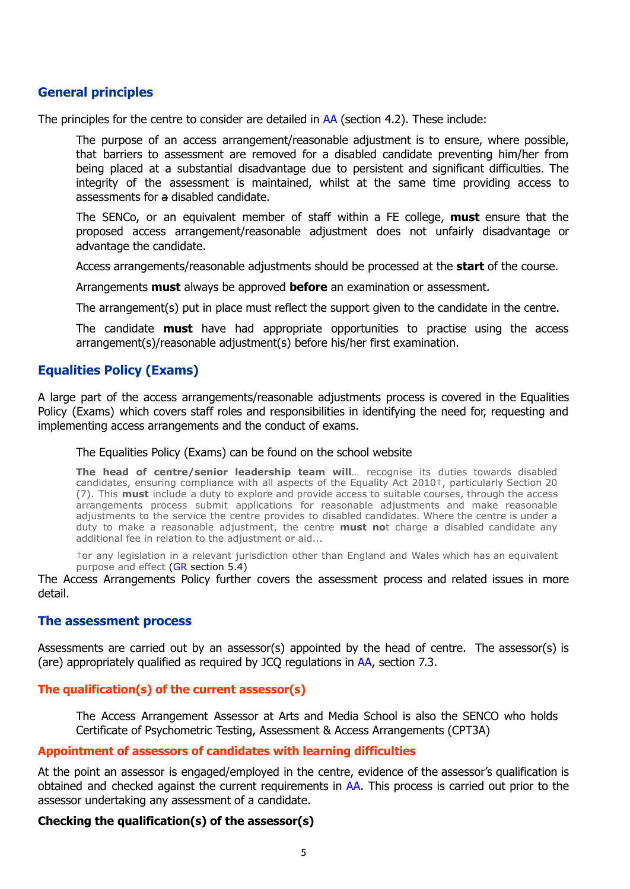## General principles

The principles for the centre to consider are detailed in AA (section 4.2). These include:

> The purpose of an access arrangement/reasonable adjustment is to ensure, where possible, that barriers to assessment are removed for a disabled candidate preventing him/her from being placed at a substantial disadvantage due to persistent and significant difficulties. The integrity of the assessment is maintained, whilst at the same time providing access to assessments for ~~a~~ disabled candidate.
>
> The SENCo, or an equivalent member of staff within a FE college, **must** ensure that the proposed access arrangement/reasonable adjustment does not unfairly disadvantage or advantage the candidate.
>
> Access arrangements/reasonable adjustments should be processed at the **start** of the course.
>
> Arrangements **must** always be approved **before** an examination or assessment.
>
> The arrangement(s) put in place must reflect the support given to the candidate in the centre.
>
> The candidate **must** have had appropriate opportunities to practise using the access arrangement(s)/reasonable adjustment(s) before his/her first examination.

## Equalities Policy (Exams)

A large part of the access arrangements/reasonable adjustments process is covered in the Equalities Policy (Exams) which covers staff roles and responsibilities in identifying the need for, requesting and implementing access arrangements and the conduct of exams.

> The Equalities Policy (Exams) can be found on the school website
>
> **The head of centre/senior leadership team will**… recognise its duties towards disabled candidates, ensuring compliance with all aspects of the Equality Act 2010†, particularly Section 20 (7). This **must** include a duty to explore and provide access to suitable courses, through the access arrangements process submit applications for reasonable adjustments and make reasonable adjustments to the service the centre provides to disabled candidates. Where the centre is under a duty to make a reasonable adjustment, the centre **must no**t charge a disabled candidate any additional fee in relation to the adjustment or aid...
>
> †or any legislation in a relevant jurisdiction other than England and Wales which has an equivalent purpose and effect (GR section 5.4)

The Access Arrangements Policy further covers the assessment process and related issues in more detail.

## The assessment process

Assessments are carried out by an assessor(s) appointed by the head of centre. The assessor(s) is (are) appropriately qualified as required by JCQ regulations in AA, section 7.3.

### The qualification(s) of the current assessor(s)

> The Access Arrangement Assessor at Arts and Media School is also the SENCO who holds Certificate of Psychometric Testing, Assessment & Access Arrangements (CPT3A)

### Appointment of assessors of candidates with learning difficulties

At the point an assessor is engaged/employed in the centre, evidence of the assessor's qualification is obtained and checked against the current requirements in AA. This process is carried out prior to the assessor undertaking any assessment of a candidate.

### Checking the qualification(s) of the assessor(s)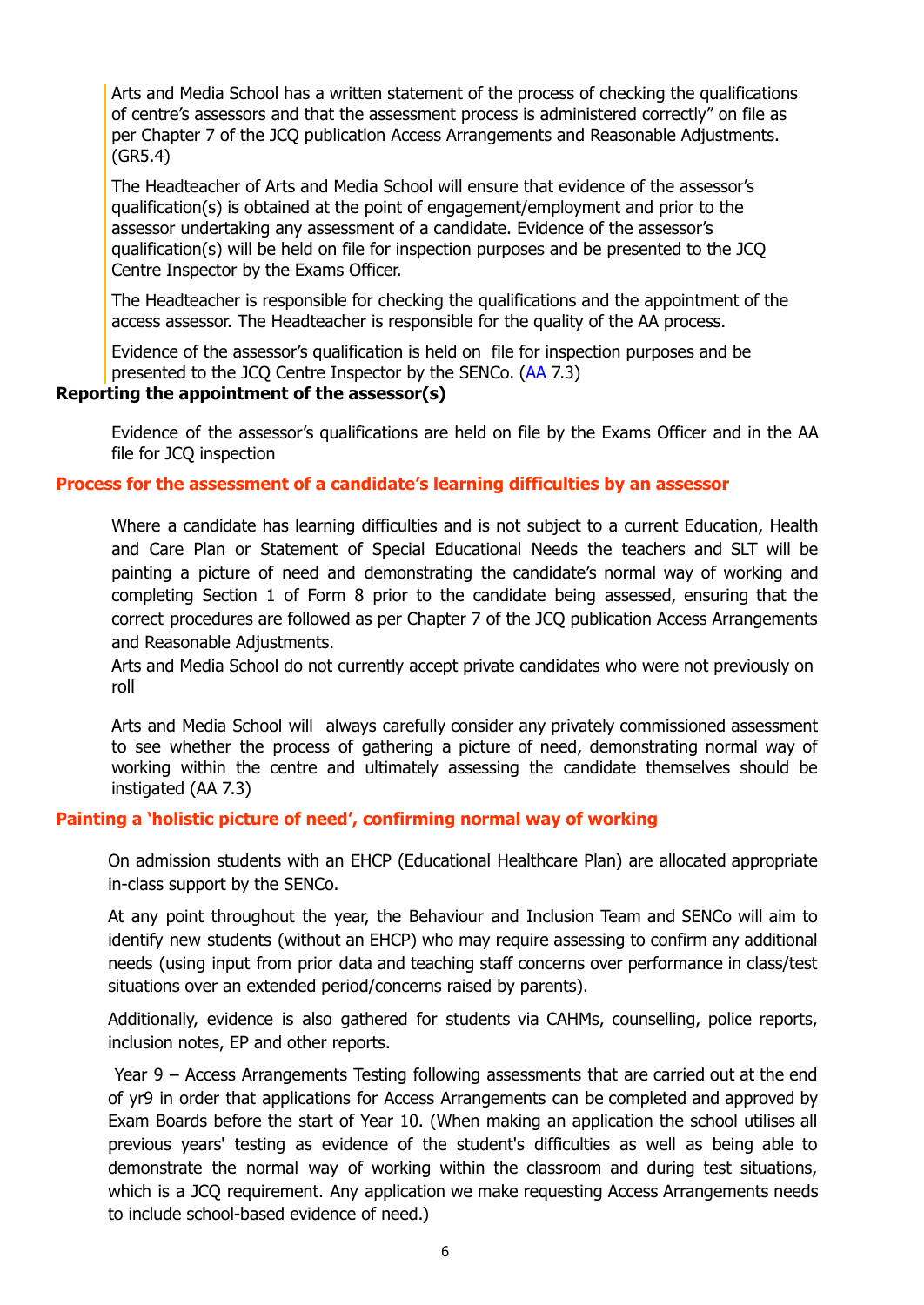Arts and Media School has a written statement of the process of checking the qualifications of centre's assessors and that the assessment process is administered correctly" on file as per Chapter 7 of the JCQ publication Access Arrangements and Reasonable Adjustments. (GR5.4)

The Headteacher of Arts and Media School will ensure that evidence of the assessor's qualification(s) is obtained at the point of engagement/employment and prior to the assessor undertaking any assessment of a candidate. Evidence of the assessor's qualification(s) will be held on file for inspection purposes and be presented to the JCQ Centre Inspector by the Exams Officer.

The Headteacher is responsible for checking the qualifications and the appointment of the access assessor. The Headteacher is responsible for the quality of the AA process.

Evidence of the assessor's qualification is held on file for inspection purposes and be presented to the JCQ Centre Inspector by the SENCo. (AA 7.3)

**Reporting the appointment of the assessor(s)**

Evidence of the assessor's qualifications are held on file by the Exams Officer and in the AA file for JCQ inspection

### Process for the assessment of a candidate's learning difficulties by an assessor

Where a candidate has learning difficulties and is not subject to a current Education, Health and Care Plan or Statement of Special Educational Needs the teachers and SLT will be painting a picture of need and demonstrating the candidate's normal way of working and completing Section 1 of Form 8 prior to the candidate being assessed, ensuring that the correct procedures are followed as per Chapter 7 of the JCQ publication Access Arrangements and Reasonable Adjustments.

Arts and Media School do not currently accept private candidates who were not previously on roll

Arts and Media School will always carefully consider any privately commissioned assessment to see whether the process of gathering a picture of need, demonstrating normal way of working within the centre and ultimately assessing the candidate themselves should be instigated (AA 7.3)

### Painting a 'holistic picture of need', confirming normal way of working

On admission students with an EHCP (Educational Healthcare Plan) are allocated appropriate in-class support by the SENCo.

At any point throughout the year, the Behaviour and Inclusion Team and SENCo will aim to identify new students (without an EHCP) who may require assessing to confirm any additional needs (using input from prior data and teaching staff concerns over performance in class/test situations over an extended period/concerns raised by parents).

Additionally, evidence is also gathered for students via CAHMs, counselling, police reports, inclusion notes, EP and other reports.

Year 9 – Access Arrangements Testing following assessments that are carried out at the end of yr9 in order that applications for Access Arrangements can be completed and approved by Exam Boards before the start of Year 10. (When making an application the school utilises all previous years' testing as evidence of the student's difficulties as well as being able to demonstrate the normal way of working within the classroom and during test situations, which is a JCQ requirement. Any application we make requesting Access Arrangements needs to include school-based evidence of need.)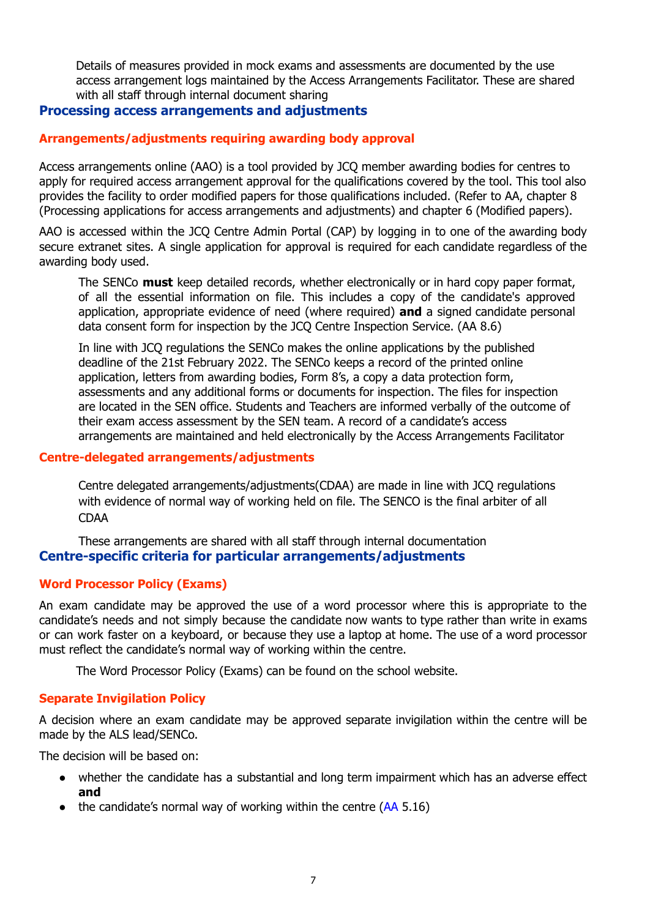Details of measures provided in mock exams and assessments are documented by the use access arrangement logs maintained by the Access Arrangements Facilitator. These are shared with all staff through internal document sharing

## Processing access arrangements and adjustments

### Arrangements/adjustments requiring awarding body approval

Access arrangements online (AAO) is a tool provided by JCQ member awarding bodies for centres to apply for required access arrangement approval for the qualifications covered by the tool. This tool also provides the facility to order modified papers for those qualifications included. (Refer to AA, chapter 8 (Processing applications for access arrangements and adjustments) and chapter 6 (Modified papers).

AAO is accessed within the JCQ Centre Admin Portal (CAP) by logging in to one of the awarding body secure extranet sites. A single application for approval is required for each candidate regardless of the awarding body used.

The SENCo **must** keep detailed records, whether electronically or in hard copy paper format, of all the essential information on file. This includes a copy of the candidate's approved application, appropriate evidence of need (where required) **and** a signed candidate personal data consent form for inspection by the JCQ Centre Inspection Service. (AA 8.6)

In line with JCQ regulations the SENCo makes the online applications by the published deadline of the 21st February 2022. The SENCo keeps a record of the printed online application, letters from awarding bodies, Form 8's, a copy a data protection form, assessments and any additional forms or documents for inspection. The files for inspection are located in the SEN office. Students and Teachers are informed verbally of the outcome of their exam access assessment by the SEN team. A record of a candidate's access arrangements are maintained and held electronically by the Access Arrangements Facilitator

### Centre-delegated arrangements/adjustments

Centre delegated arrangements/adjustments(CDAA) are made in line with JCQ regulations with evidence of normal way of working held on file. The SENCO is the final arbiter of all CDAA

These arrangements are shared with all staff through internal documentation

## Centre-specific criteria for particular arrangements/adjustments

### Word Processor Policy (Exams)

An exam candidate may be approved the use of a word processor where this is appropriate to the candidate's needs and not simply because the candidate now wants to type rather than write in exams or can work faster on a keyboard, or because they use a laptop at home. The use of a word processor must reflect the candidate's normal way of working within the centre.

The Word Processor Policy (Exams) can be found on the school website.

### Separate Invigilation Policy

A decision where an exam candidate may be approved separate invigilation within the centre will be made by the ALS lead/SENCo.

The decision will be based on:

- whether the candidate has a substantial and long term impairment which has an adverse effect **and**
- the candidate's normal way of working within the centre (AA 5.16)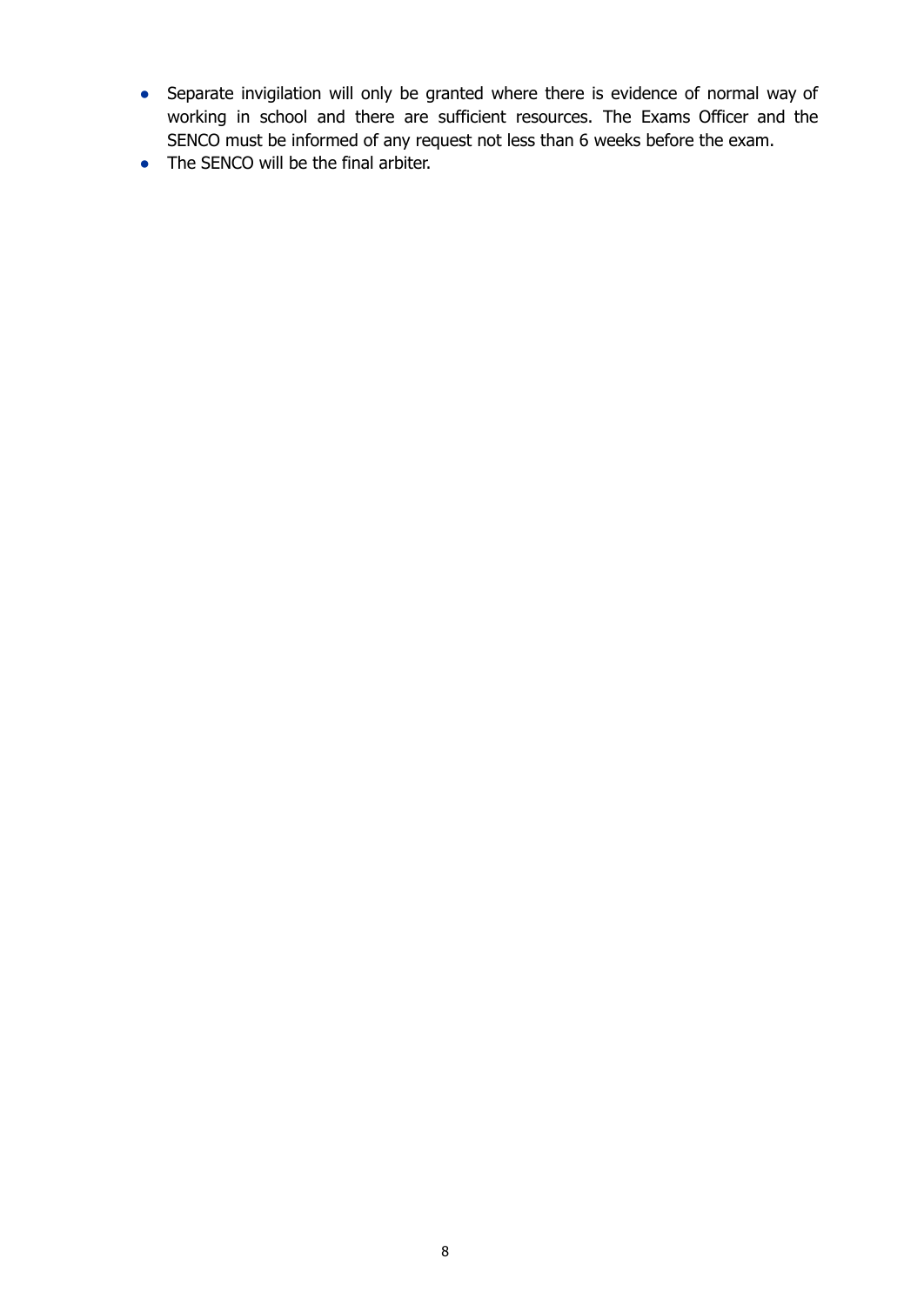- Separate invigilation will only be granted where there is evidence of normal way of working in school and there are sufficient resources. The Exams Officer and the SENCO must be informed of any request not less than 6 weeks before the exam.
- The SENCO will be the final arbiter.